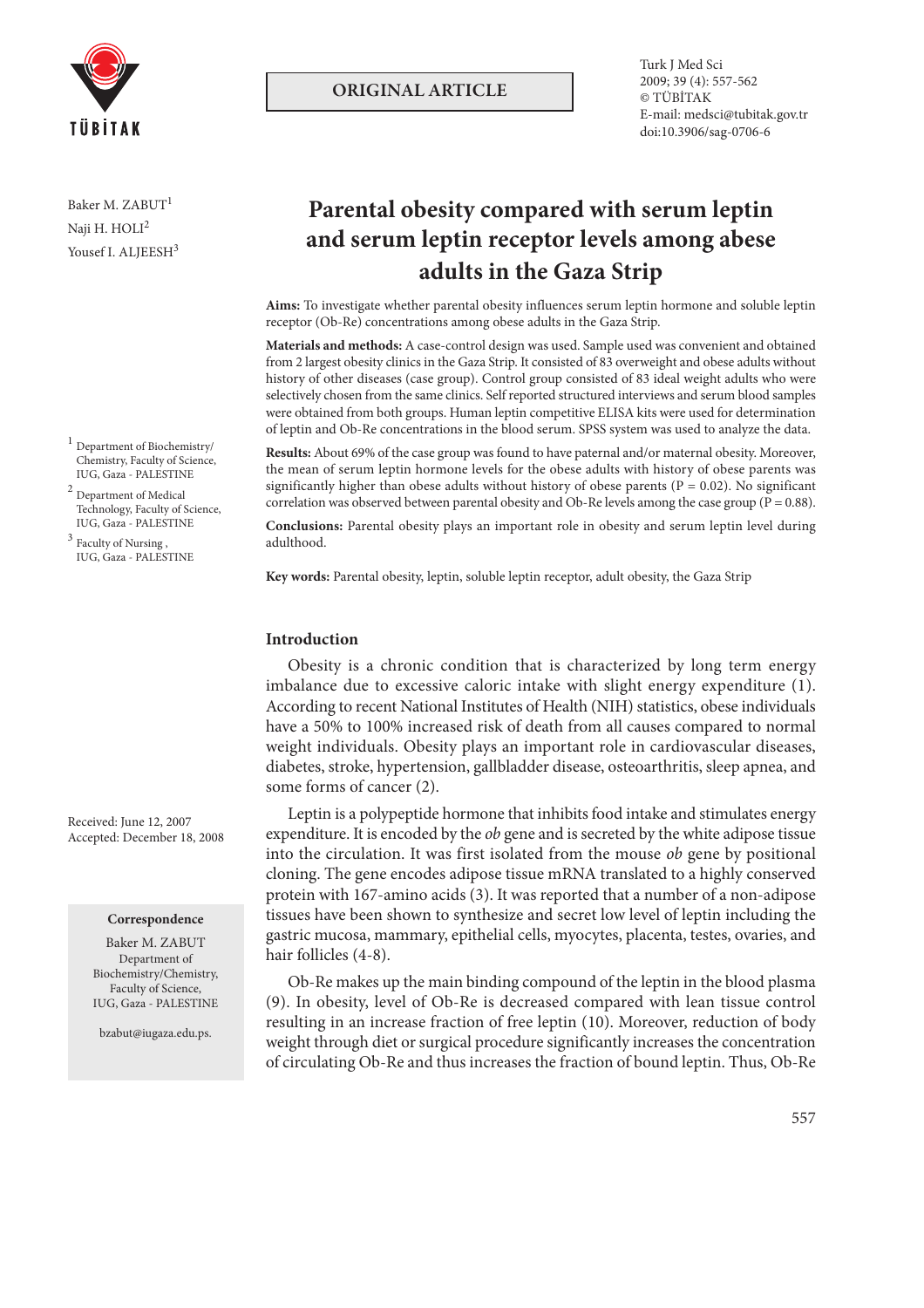ORIGINAL ARTICLE

# Parental obesity compared with serum leptin and serum leptin receptor levels among abese adults in the Gaza Strip

Baker M. ZABUT[1]
Naji H. HOLI[2]
Yousef I. ALJEESH[3]

[1] Department of Biochemistry/Chemistry, Faculty of Science, IUG, Gaza - PALESTINE

[2] Department of Medical Technology, Faculty of Science, IUG, Gaza - PALESTINE

[3] Faculty of Nursing , IUG, Gaza - PALESTINE

Received: June 12, 2007
Accepted: December 18, 2008

**Correspondence**

Baker M. ZABUT
Department of Biochemistry/Chemistry, Faculty of Science, IUG, Gaza - PALESTINE

bzabut@iugaza.edu.ps.

**Aims:** To investigate whether parental obesity influences serum leptin hormone and soluble leptin receptor (Ob-Re) concentrations among obese adults in the Gaza Strip.

**Materials and methods:** A case-control design was used. Sample used was convenient and obtained from 2 largest obesity clinics in the Gaza Strip. It consisted of 83 overweight and obese adults without history of other diseases (case group). Control group consisted of 83 ideal weight adults who were selectively chosen from the same clinics. Self reported structured interviews and serum blood samples were obtained from both groups. Human leptin competitive ELISA kits were used for determination of leptin and Ob-Re concentrations in the blood serum. SPSS system was used to analyze the data.

**Results:** About 69% of the case group was found to have paternal and/or maternal obesity. Moreover, the mean of serum leptin hormone levels for the obese adults with history of obese parents was significantly higher than obese adults without history of obese parents ($P = 0.02$). No significant correlation was observed between parental obesity and Ob-Re levels among the case group ($P = 0.88$).

**Conclusions:** Parental obesity plays an important role in obesity and serum leptin level during adulthood.

**Key words:** Parental obesity, leptin, soluble leptin receptor, adult obesity, the Gaza Strip

## Introduction

Obesity is a chronic condition that is characterized by long term energy imbalance due to excessive caloric intake with slight energy expenditure (1). According to recent National Institutes of Health (NIH) statistics, obese individuals have a 50% to 100% increased risk of death from all causes compared to normal weight individuals. Obesity plays an important role in cardiovascular diseases, diabetes, stroke, hypertension, gallbladder disease, osteoarthritis, sleep apnea, and some forms of cancer (2).

Leptin is a polypeptide hormone that inhibits food intake and stimulates energy expenditure. It is encoded by the *ob* gene and is secreted by the white adipose tissue into the circulation. It was first isolated from the mouse *ob* gene by positional cloning. The gene encodes adipose tissue mRNA translated to a highly conserved protein with 167-amino acids (3). It was reported that a number of a non-adipose tissues have been shown to synthesize and secret low level of leptin including the gastric mucosa, mammary, epithelial cells, myocytes, placenta, testes, ovaries, and hair follicles (4-8).

Ob-Re makes up the main binding compound of the leptin in the blood plasma (9). In obesity, level of Ob-Re is decreased compared with lean tissue control resulting in an increase fraction of free leptin (10). Moreover, reduction of body weight through diet or surgical procedure significantly increases the concentration of circulating Ob-Re and thus increases the fraction of bound leptin. Thus, Ob-Re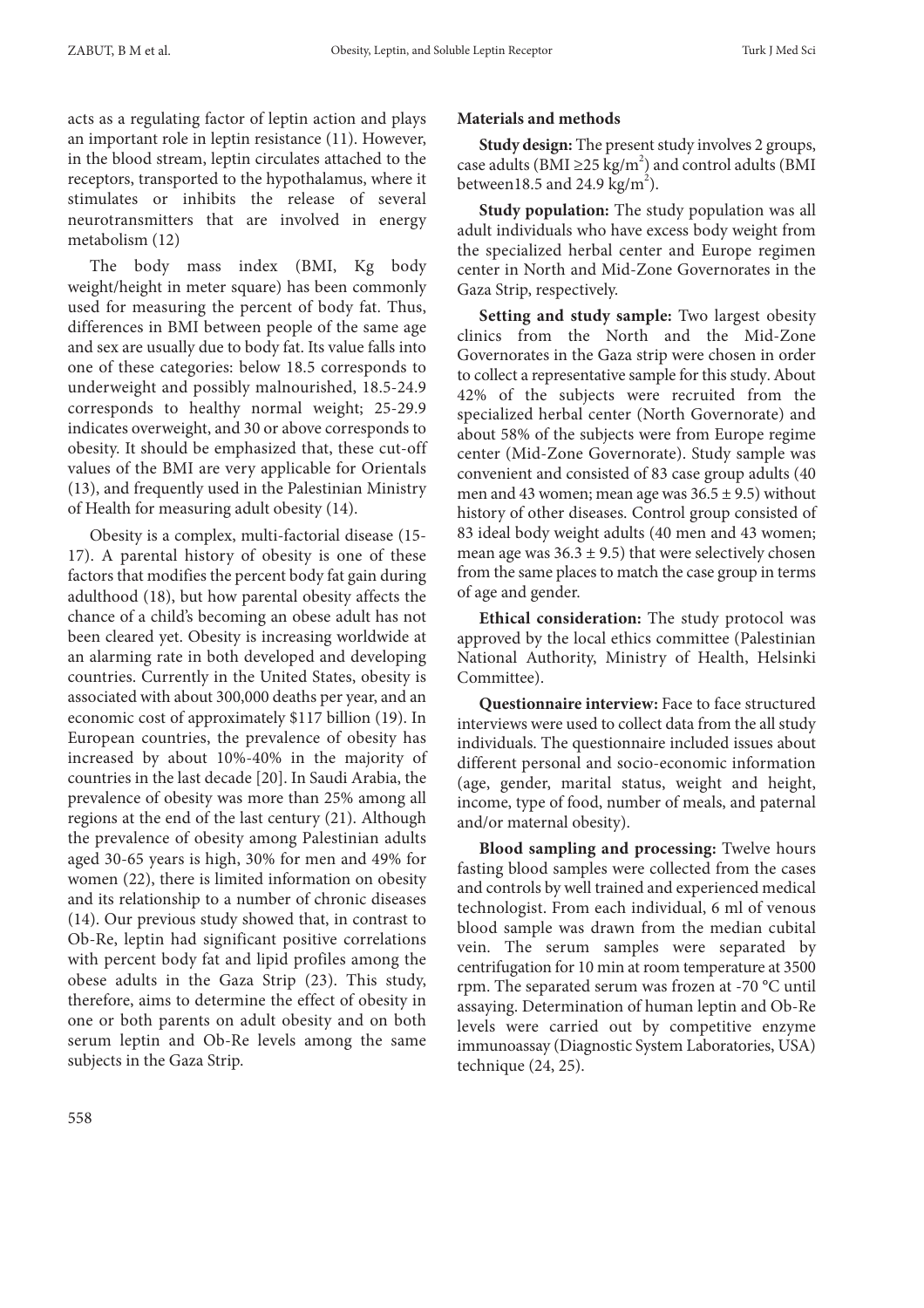acts as a regulating factor of leptin action and plays an important role in leptin resistance (11). However, in the blood stream, leptin circulates attached to the receptors, transported to the hypothalamus, where it stimulates or inhibits the release of several neurotransmitters that are involved in energy metabolism (12)

The body mass index (BMI, Kg body weight/height in meter square) has been commonly used for measuring the percent of body fat. Thus, differences in BMI between people of the same age and sex are usually due to body fat. Its value falls into one of these categories: below 18.5 corresponds to underweight and possibly malnourished, 18.5-24.9 corresponds to healthy normal weight; 25-29.9 indicates overweight, and 30 or above corresponds to obesity. It should be emphasized that, these cut-off values of the BMI are very applicable for Orientals (13), and frequently used in the Palestinian Ministry of Health for measuring adult obesity (14).

Obesity is a complex, multi-factorial disease (15-17). A parental history of obesity is one of these factors that modifies the percent body fat gain during adulthood (18), but how parental obesity affects the chance of a child's becoming an obese adult has not been cleared yet. Obesity is increasing worldwide at an alarming rate in both developed and developing countries. Currently in the United States, obesity is associated with about 300,000 deaths per year, and an economic cost of approximately $117 billion (19). In European countries, the prevalence of obesity has increased by about 10%-40% in the majority of countries in the last decade [20]. In Saudi Arabia, the prevalence of obesity was more than 25% among all regions at the end of the last century (21). Although the prevalence of obesity among Palestinian adults aged 30-65 years is high, 30% for men and 49% for women (22), there is limited information on obesity and its relationship to a number of chronic diseases (14). Our previous study showed that, in contrast to Ob-Re, leptin had significant positive correlations with percent body fat and lipid profiles among the obese adults in the Gaza Strip (23). This study, therefore, aims to determine the effect of obesity in one or both parents on adult obesity and on both serum leptin and Ob-Re levels among the same subjects in the Gaza Strip.

## Materials and methods

**Study design:** The present study involves 2 groups, case adults (BMI $\geq$25 kg/m$^2$) and control adults (BMI between18.5 and 24.9 kg/m$^2$).

**Study population:** The study population was all adult individuals who have excess body weight from the specialized herbal center and Europe regimen center in North and Mid-Zone Governorates in the Gaza Strip, respectively.

**Setting and study sample:** Two largest obesity clinics from the North and the Mid-Zone Governorates in the Gaza strip were chosen in order to collect a representative sample for this study. About 42% of the subjects were recruited from the specialized herbal center (North Governorate) and about 58% of the subjects were from Europe regime center (Mid-Zone Governorate). Study sample was convenient and consisted of 83 case group adults (40 men and 43 women; mean age was 36.5 $\pm$ 9.5) without history of other diseases. Control group consisted of 83 ideal body weight adults (40 men and 43 women; mean age was 36.3 $\pm$ 9.5) that were selectively chosen from the same places to match the case group in terms of age and gender.

**Ethical consideration:** The study protocol was approved by the local ethics committee (Palestinian National Authority, Ministry of Health, Helsinki Committee).

**Questionnaire interview:** Face to face structured interviews were used to collect data from the all study individuals. The questionnaire included issues about different personal and socio-economic information (age, gender, marital status, weight and height, income, type of food, number of meals, and paternal and/or maternal obesity).

**Blood sampling and processing:** Twelve hours fasting blood samples were collected from the cases and controls by well trained and experienced medical technologist. From each individual, 6 ml of venous blood sample was drawn from the median cubital vein. The serum samples were separated by centrifugation for 10 min at room temperature at 3500 rpm. The separated serum was frozen at -70 °C until assaying. Determination of human leptin and Ob-Re levels were carried out by competitive enzyme immunoassay (Diagnostic System Laboratories, USA) technique (24, 25).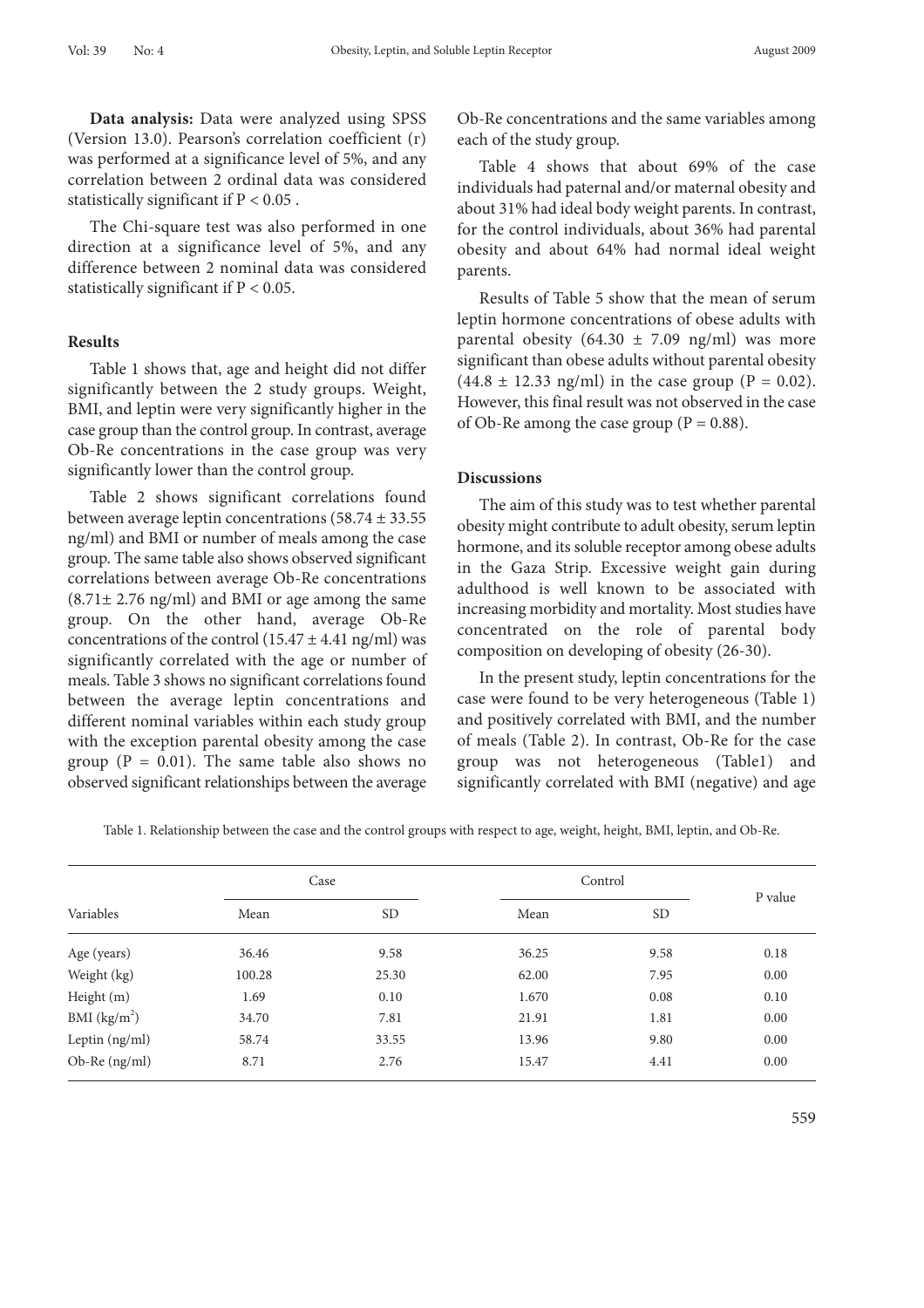**Data analysis:** Data were analyzed using SPSS (Version 13.0). Pearson's correlation coefficient (r) was performed at a significance level of 5%, and any correlation between 2 ordinal data was considered statistically significant if $P < 0.05$ .

The Chi-square test was also performed in one direction at a significance level of 5%, and any difference between 2 nominal data was considered statistically significant if $P < 0.05$.

## Results

Table 1 shows that, age and height did not differ significantly between the 2 study groups. Weight, BMI, and leptin were very significantly higher in the case group than the control group. In contrast, average Ob-Re concentrations in the case group was very significantly lower than the control group.

Table 2 shows significant correlations found between average leptin concentrations (58.74 ± 33.55 ng/ml) and BMI or number of meals among the case group. The same table also shows observed significant correlations between average Ob-Re concentrations (8.71± 2.76 ng/ml) and BMI or age among the same group. On the other hand, average Ob-Re concentrations of the control (15.47 ± 4.41 ng/ml) was significantly correlated with the age or number of meals. Table 3 shows no significant correlations found between the average leptin concentrations and different nominal variables within each study group with the exception parental obesity among the case group ($P = 0.01$). The same table also shows no observed significant relationships between the average Ob-Re concentrations and the same variables among each of the study group.

Table 4 shows that about 69% of the case individuals had paternal and/or maternal obesity and about 31% had ideal body weight parents. In contrast, for the control individuals, about 36% had parental obesity and about 64% had normal ideal weight parents.

Results of Table 5 show that the mean of serum leptin hormone concentrations of obese adults with parental obesity (64.30 ± 7.09 ng/ml) was more significant than obese adults without parental obesity (44.8 ± 12.33 ng/ml) in the case group ($P = 0.02$). However, this final result was not observed in the case of Ob-Re among the case group ($P = 0.88$).

## Discussions

The aim of this study was to test whether parental obesity might contribute to adult obesity, serum leptin hormone, and its soluble receptor among obese adults in the Gaza Strip. Excessive weight gain during adulthood is well known to be associated with increasing morbidity and mortality. Most studies have concentrated on the role of parental body composition on developing of obesity (26-30).

In the present study, leptin concentrations for the case were found to be very heterogeneous (Table 1) and positively correlated with BMI, and the number of meals (Table 2). In contrast, Ob-Re for the case group was not heterogeneous (Table1) and significantly correlated with BMI (negative) and age

Table 1. Relationship between the case and the control groups with respect to age, weight, height, BMI, leptin, and Ob-Re.

| Variables | Case | | Control | | P value |
|---|---|---|---|---|---|
| | Mean | SD | Mean | SD | |
| Age (years) | 36.46 | 9.58 | 36.25 | 9.58 | 0.18 |
| Weight (kg) | 100.28 | 25.30 | 62.00 | 7.95 | 0.00 |
| Height (m) | 1.69 | 0.10 | 1.670 | 0.08 | 0.10 |
| BMI ($kg/m^2$) | 34.70 | 7.81 | 21.91 | 1.81 | 0.00 |
| Leptin (ng/ml) | 58.74 | 33.55 | 13.96 | 9.80 | 0.00 |
| Ob-Re (ng/ml) | 8.71 | 2.76 | 15.47 | 4.41 | 0.00 |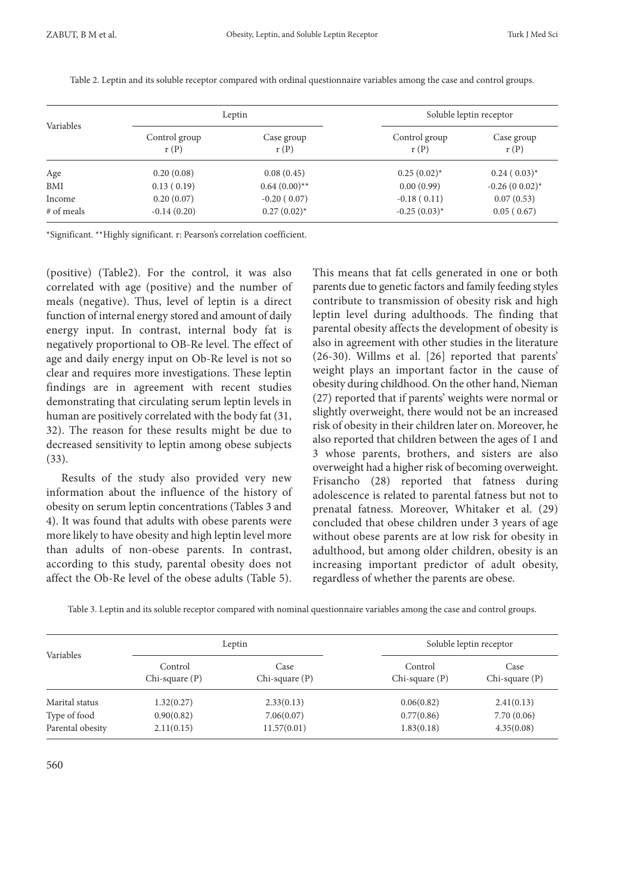Table 2. Leptin and its soluble receptor compared with ordinal questionnaire variables among the case and control groups.

| Variables | Leptin | | Soluble leptin receptor | |
|---|---|---|---|---|
| | Control group r (P) | Case group r (P) | Control group r (P) | Case group r (P) |
| Age | 0.20 (0.08) | 0.08 (0.45) | 0.25 (0.02)* | 0.24 ( 0.03)* |
| BMI | 0.13 ( 0.19) | 0.64 (0.00)** | 0.00 (0.99) | -0.26 (0 0.02)* |
| Income | 0.20 (0.07) | -0.20 ( 0.07) | -0.18 ( 0.11) | 0.07 (0.53) |
| # of meals | -0.14 (0.20) | 0.27 (0.02)* | -0.25 (0.03)* | 0.05 ( 0.67) |

*Significant. **Highly significant. r: Pearson's correlation coefficient.

(positive) (Table2). For the control, it was also correlated with age (positive) and the number of meals (negative). Thus, level of leptin is a direct function of internal energy stored and amount of daily energy input. In contrast, internal body fat is negatively proportional to OB-Re level. The effect of age and daily energy input on Ob-Re level is not so clear and requires more investigations. These leptin findings are in agreement with recent studies demonstrating that circulating serum leptin levels in human are positively correlated with the body fat (31, 32). The reason for these results might be due to decreased sensitivity to leptin among obese subjects (33).

Results of the study also provided very new information about the influence of the history of obesity on serum leptin concentrations (Tables 3 and 4). It was found that adults with obese parents were more likely to have obesity and high leptin level more than adults of non-obese parents. In contrast, according to this study, parental obesity does not affect the Ob-Re level of the obese adults (Table 5). This means that fat cells generated in one or both parents due to genetic factors and family feeding styles contribute to transmission of obesity risk and high leptin level during adulthoods. The finding that parental obesity affects the development of obesity is also in agreement with other studies in the literature (26-30). Willms et al. [26] reported that parents' weight plays an important factor in the cause of obesity during childhood. On the other hand, Nieman (27) reported that if parents' weights were normal or slightly overweight, there would not be an increased risk of obesity in their children later on. Moreover, he also reported that children between the ages of 1 and 3 whose parents, brothers, and sisters are also overweight had a higher risk of becoming overweight. Frisancho (28) reported that fatness during adolescence is related to parental fatness but not to prenatal fatness. Moreover, Whitaker et al. (29) concluded that obese children under 3 years of age without obese parents are at low risk for obesity in adulthood, but among older children, obesity is an increasing important predictor of adult obesity, regardless of whether the parents are obese.

Table 3. Leptin and its soluble receptor compared with nominal questionnaire variables among the case and control groups.

| Variables | Leptin | | Soluble leptin receptor | |
|---|---|---|---|---|
| | Control Chi-square (P) | Case Chi-square (P) | Control Chi-square (P) | Case Chi-square (P) |
| Marital status | 1.32(0.27) | 2.33(0.13) | 0.06(0.82) | 2.41(0.13) |
| Type of food | 0.90(0.82) | 7.06(0.07) | 0.77(0.86) | 7.70 (0.06) |
| Parental obesity | 2.11(0.15) | 11.57(0.01) | 1.83(0.18) | 4.35(0.08) |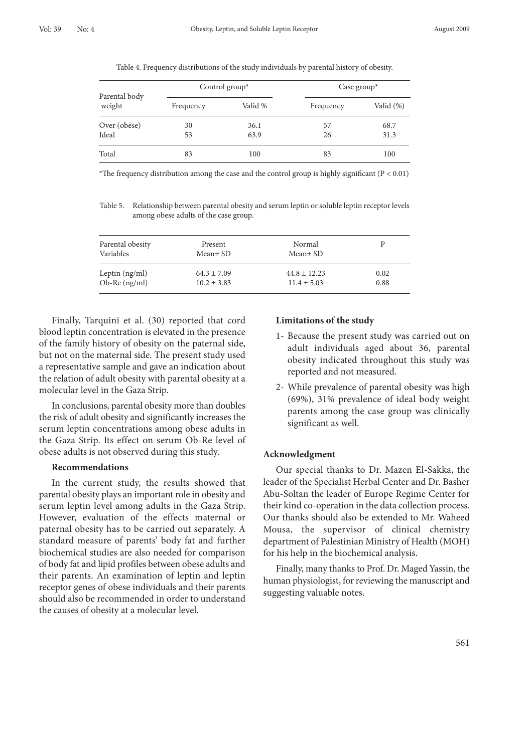Table 4. Frequency distributions of the study individuals by parental history of obesity.

| Parental body weight | Control group* | | Case group* | |
|---|---|---|---|---|
| | Frequency | Valid % | Frequency | Valid (%) |
| Over (obese) | 30 | 36.1 | 57 | 68.7 |
| Ideal | 53 | 63.9 | 26 | 31.3 |
| Total | 83 | 100 | 83 | 100 |

*The frequency distribution among the case and the control group is highly significant ($P < 0.01$)

Table 5. Relationship between parental obesity and serum leptin or soluble leptin receptor levels among obese adults of the case group.

| Parental obesity Variables | Present Mean± SD | Normal Mean± SD | P |
|---|---|---|---|
| Leptin (ng/ml) | 64.3 ± 7.09 | 44.8 ± 12.23 | 0.02 |
| Ob-Re (ng/ml) | 10.2 ± 3.83 | 11.4 ± 5.03 | 0.88 |

Finally, Tarquini et al. (30) reported that cord blood leptin concentration is elevated in the presence of the family history of obesity on the paternal side, but not on the maternal side. The present study used a representative sample and gave an indication about the relation of adult obesity with parental obesity at a molecular level in the Gaza Strip.

In conclusions, parental obesity more than doubles the risk of adult obesity and significantly increases the serum leptin concentrations among obese adults in the Gaza Strip. Its effect on serum Ob-Re level of obese adults is not observed during this study.

### Recommendations

In the current study, the results showed that parental obesity plays an important role in obesity and serum leptin level among adults in the Gaza Strip. However, evaluation of the effects maternal or paternal obesity has to be carried out separately. A standard measure of parents' body fat and further biochemical studies are also needed for comparison of body fat and lipid profiles between obese adults and their parents. An examination of leptin and leptin receptor genes of obese individuals and their parents should also be recommended in order to understand the causes of obesity at a molecular level.

### Limitations of the study

1- Because the present study was carried out on adult individuals aged about 36, parental obesity indicated throughout this study was reported and not measured.

2- While prevalence of parental obesity was high (69%), 31% prevalence of ideal body weight parents among the case group was clinically significant as well.

### Acknowledgment

Our special thanks to Dr. Mazen El-Sakka, the leader of the Specialist Herbal Center and Dr. Basher Abu-Soltan the leader of Europe Regime Center for their kind co-operation in the data collection process. Our thanks should also be extended to Mr. Waheed Mousa, the supervisor of clinical chemistry department of Palestinian Ministry of Health (MOH) for his help in the biochemical analysis.

Finally, many thanks to Prof. Dr. Maged Yassin, the human physiologist, for reviewing the manuscript and suggesting valuable notes.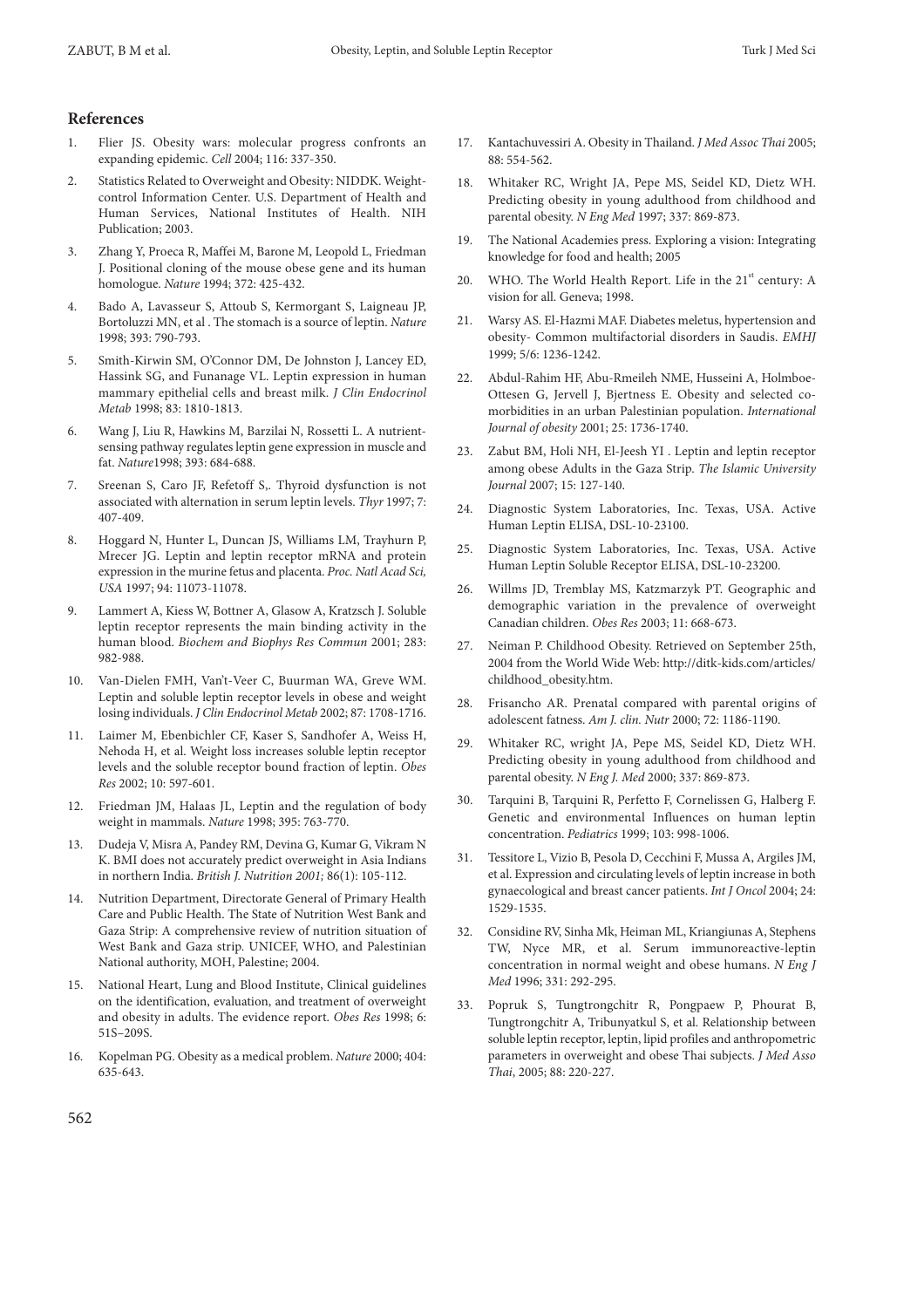## References

1. Flier JS. Obesity wars: molecular progress confronts an expanding epidemic. *Cell* 2004; 116: 337-350.
2. Statistics Related to Overweight and Obesity: NIDDK. Weight-control Information Center. U.S. Department of Health and Human Services, National Institutes of Health. NIH Publication; 2003.
3. Zhang Y, Proeca R, Maffei M, Barone M, Leopold L, Friedman J. Positional cloning of the mouse obese gene and its human homologue. *Nature* 1994; 372: 425-432.
4. Bado A, Lavasseur S, Attoub S, Kermorgant S, Laigneau JP, Bortoluzzi MN, et al . The stomach is a source of leptin. *Nature* 1998; 393: 790-793.
5. Smith-Kirwin SM, O'Connor DM, De Johnston J, Lancey ED, Hassink SG, and Funanage VL. Leptin expression in human mammary epithelial cells and breast milk. *J Clin Endocrinol Metab* 1998; 83: 1810-1813.
6. Wang J, Liu R, Hawkins M, Barzilai N, Rossetti L. A nutrient-sensing pathway regulates leptin gene expression in muscle and fat. *Nature*1998; 393: 684-688.
7. Sreenan S, Caro JF, Refetoff S,. Thyroid dysfunction is not associated with alternation in serum leptin levels. *Thyr* 1997; 7: 407-409.
8. Hoggard N, Hunter L, Duncan JS, Williams LM, Trayhurn P, Mrecer JG. Leptin and leptin receptor mRNA and protein expression in the murine fetus and placenta. *Proc. Natl Acad Sci, USA* 1997; 94: 11073-11078.
9. Lammert A, Kiess W, Bottner A, Glasow A, Kratzsch J. Soluble leptin receptor represents the main binding activity in the human blood. *Biochem and Biophys Res Commun* 2001; 283: 982-988.
10. Van-Dielen FMH, Van't-Veer C, Buurman WA, Greve WM. Leptin and soluble leptin receptor levels in obese and weight losing individuals. *J Clin Endocrinol Metab* 2002; 87: 1708-1716.
11. Laimer M, Ebenbichler CF, Kaser S, Sandhofer A, Weiss H, Nehoda H, et al. Weight loss increases soluble leptin receptor levels and the soluble receptor bound fraction of leptin. *Obes Res* 2002; 10: 597-601.
12. Friedman JM, Halaas JL, Leptin and the regulation of body weight in mammals. *Nature* 1998; 395: 763-770.
13. Dudeja V, Misra A, Pandey RM, Devina G, Kumar G, Vikram N K. BMI does not accurately predict overweight in Asia Indians in northern India. *British J. Nutrition 2001;* 86(1): 105-112.
14. Nutrition Department, Directorate General of Primary Health Care and Public Health. The State of Nutrition West Bank and Gaza Strip: A comprehensive review of nutrition situation of West Bank and Gaza strip. UNICEF, WHO, and Palestinian National authority, MOH, Palestine; 2004.
15. National Heart, Lung and Blood Institute, Clinical guidelines on the identification, evaluation, and treatment of overweight and obesity in adults. The evidence report. *Obes Res* 1998; 6: 51S–209S.
16. Kopelman PG. Obesity as a medical problem. *Nature* 2000; 404: 635-643.
17. Kantachuvessiri A. Obesity in Thailand. *J Med Assoc Thai* 2005; 88: 554-562.
18. Whitaker RC, Wright JA, Pepe MS, Seidel KD, Dietz WH. Predicting obesity in young adulthood from childhood and parental obesity. *N Eng Med* 1997; 337: 869-873.
19. The National Academies press. Exploring a vision: Integrating knowledge for food and health; 2005
20. WHO. The World Health Report. Life in the 21st century: A vision for all. Geneva; 1998.
21. Warsy AS. El-Hazmi MAF. Diabetes meletus, hypertension and obesity- Common multifactorial disorders in Saudis. *EMHJ* 1999; 5/6: 1236-1242.
22. Abdul-Rahim HF, Abu-Rmeileh NME, Husseini A, Holmboe-Ottesen G, Jervell J, Bjertness E. Obesity and selected co-morbidities in an urban Palestinian population. *International Journal of obesity* 2001; 25: 1736-1740.
23. Zabut BM, Holi NH, El-Jeesh YI . Leptin and leptin receptor among obese Adults in the Gaza Strip. *The Islamic University Journal* 2007; 15: 127-140.
24. Diagnostic System Laboratories, Inc. Texas, USA. Active Human Leptin ELISA, DSL-10-23100.
25. Diagnostic System Laboratories, Inc. Texas, USA. Active Human Leptin Soluble Receptor ELISA, DSL-10-23200.
26. Willms JD, Tremblay MS, Katzmarzyk PT. Geographic and demographic variation in the prevalence of overweight Canadian children. *Obes Res* 2003; 11: 668-673.
27. Neiman P. Childhood Obesity. Retrieved on September 25th, 2004 from the World Wide Web: http://ditk-kids.com/articles/childhood_obesity.htm.
28. Frisancho AR. Prenatal compared with parental origins of adolescent fatness. *Am J. clin. Nutr* 2000; 72: 1186-1190.
29. Whitaker RC, wright JA, Pepe MS, Seidel KD, Dietz WH. Predicting obesity in young adulthood from childhood and parental obesity. *N Eng J. Med* 2000; 337: 869-873.
30. Tarquini B, Tarquini R, Perfetto F, Cornelissen G, Halberg F. Genetic and environmental Influences on human leptin concentration. *Pediatrics* 1999; 103: 998-1006.
31. Tessitore L, Vizio B, Pesola D, Cecchini F, Mussa A, Argiles JM, et al. Expression and circulating levels of leptin increase in both gynaecological and breast cancer patients. *Int J Oncol* 2004; 24: 1529-1535.
32. Considine RV, Sinha Mk, Heiman ML, Kriangiunas A, Stephens TW, Nyce MR, et al. Serum immunoreactive-leptin concentration in normal weight and obese humans. *N Eng J Med* 1996; 331: 292-295.
33. Popruk S, Tungtrongchitr R, Pongpaew P, Phourat B, Tungtrongchitr A, Tribunyatkul S, et al. Relationship between soluble leptin receptor, leptin, lipid profiles and anthropometric parameters in overweight and obese Thai subjects. *J Med Asso Thai*, 2005; 88: 220-227.